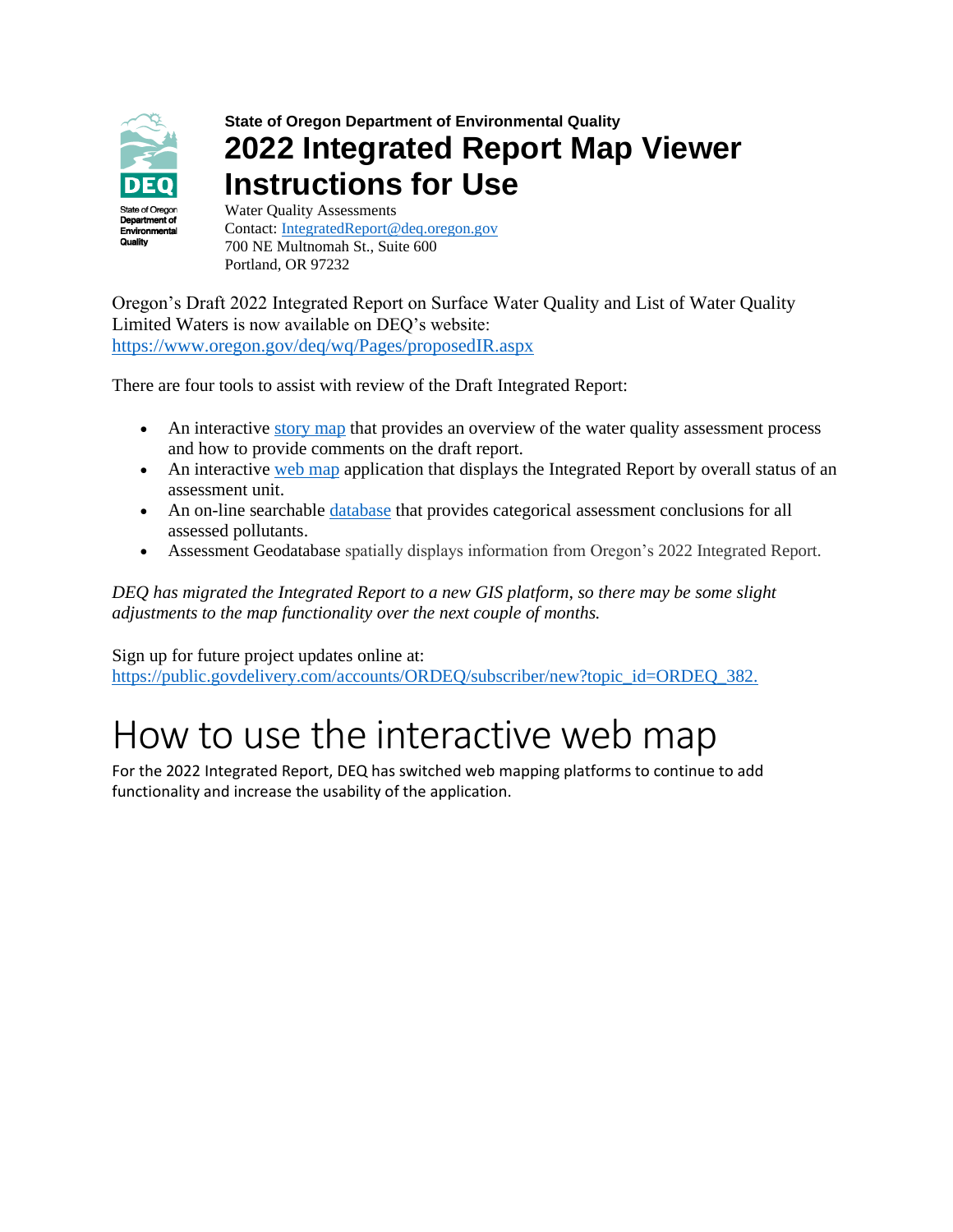State of Oregon Department of Environmental Quality

# 2022 Integrated Report Map Viewer Instructions for Use

Water Quality Assessments
Contact: IntegratedReport@deq.oregon.gov
700 NE Multnomah St., Suite 600
Portland, OR 97232

Oregon's Draft 2022 Integrated Report on Surface Water Quality and List of Water Quality Limited Waters is now available on DEQ's website:
https://www.oregon.gov/deq/wq/Pages/proposedIR.aspx

There are four tools to assist with review of the Draft Integrated Report:

- An interactive story map that provides an overview of the water quality assessment process and how to provide comments on the draft report.
- An interactive web map application that displays the Integrated Report by overall status of an assessment unit.
- An on-line searchable database that provides categorical assessment conclusions for all assessed pollutants.
- Assessment Geodatabase spatially displays information from Oregon's 2022 Integrated Report.

*DEQ has migrated the Integrated Report to a new GIS platform, so there may be some slight adjustments to the map functionality over the next couple of months.*

Sign up for future project updates online at:
https://public.govdelivery.com/accounts/ORDEQ/subscriber/new?topic_id=ORDEQ_382.

# How to use the interactive web map

For the 2022 Integrated Report, DEQ has switched web mapping platforms to continue to add functionality and increase the usability of the application.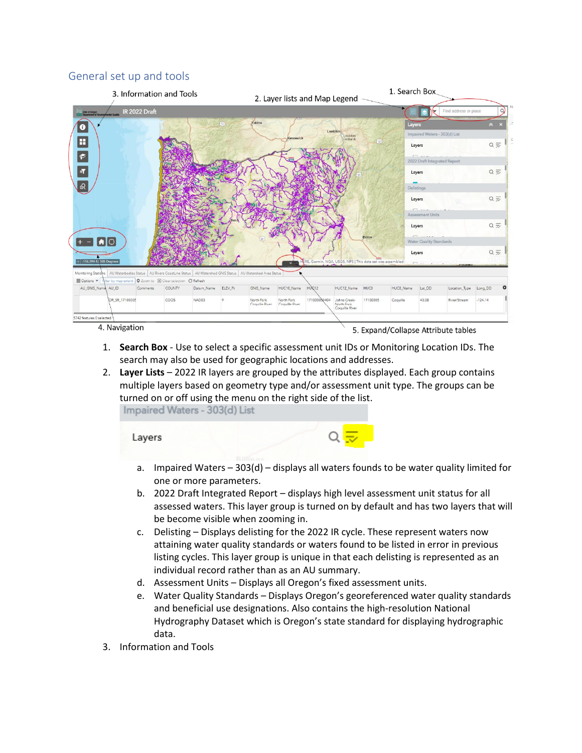## General set up and tools

1. **Search Box** - Use to select a specific assessment unit IDs or Monitoring Location IDs. The search may also be used for geographic locations and addresses.
2. **Layer Lists** – 2022 IR layers are grouped by the attributes displayed. Each group contains multiple layers based on geometry type and/or assessment unit type. The groups can be turned on or off using the menu on the right side of the list.
   a. Impaired Waters – 303(d) – displays all waters founds to be water quality limited for one or more parameters.
   b. 2022 Draft Integrated Report – displays high level assessment unit status for all assessed waters. This layer group is turned on by default and has two layers that will be become visible when zooming in.
   c. Delisting – Displays delisting for the 2022 IR cycle. These represent waters now attaining water quality standards or waters found to be listed in error in previous listing cycles. This layer group is unique in that each delisting is represented as an individual record rather than as an AU summary.
   d. Assessment Units – Displays all Oregon's fixed assessment units.
   e. Water Quality Standards – Displays Oregon's georeferenced water quality standards and beneficial use designations. Also contains the high-resolution National Hydrography Dataset which is Oregon's state standard for displaying hydrographic data.
3. Information and Tools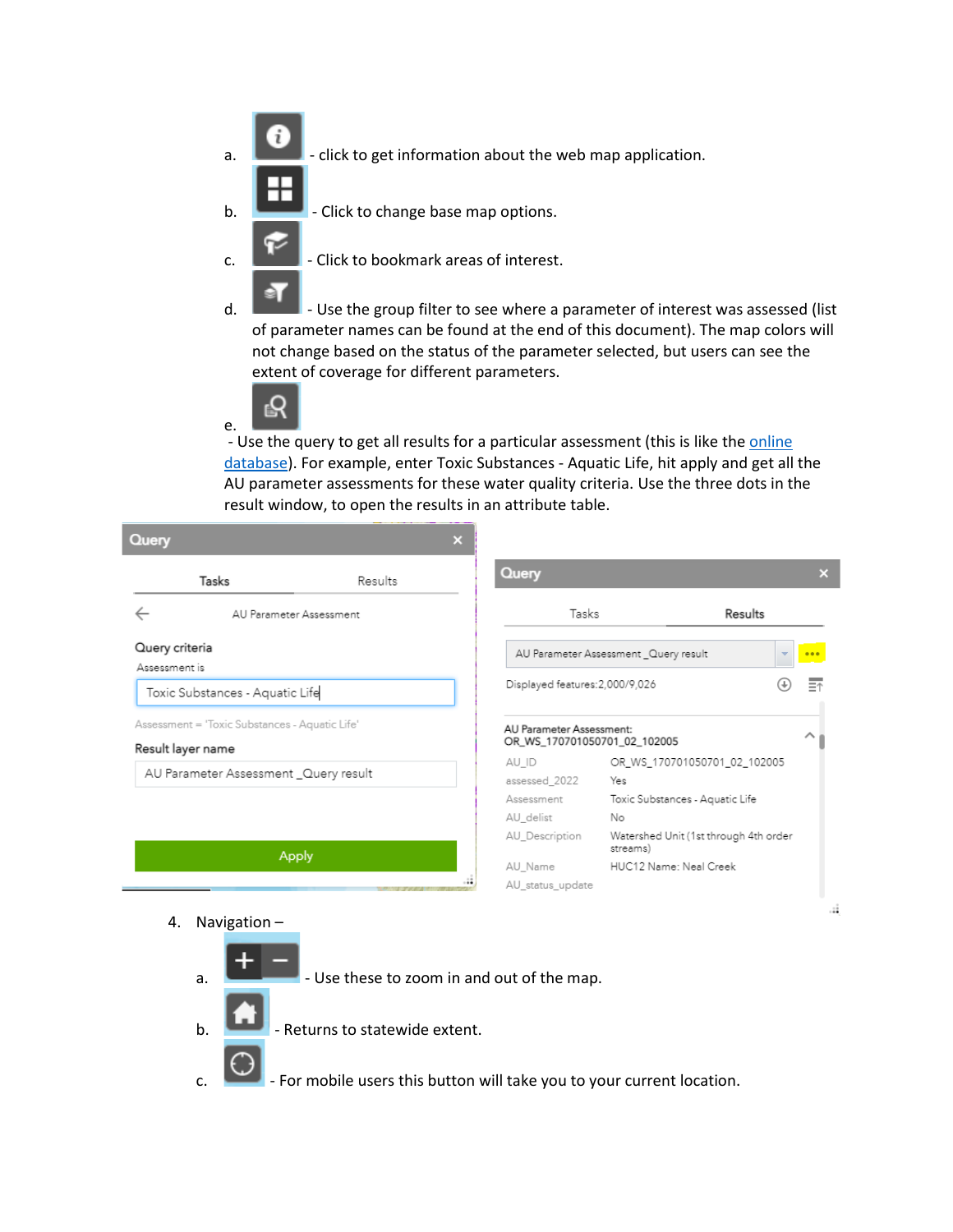a. - click to get information about the web map application.

b. - Click to change base map options.

c. - Click to bookmark areas of interest.

d. - Use the group filter to see where a parameter of interest was assessed (list of parameter names can be found at the end of this document). The map colors will not change based on the status of the parameter selected, but users can see the extent of coverage for different parameters.

e. - Use the query to get all results for a particular assessment (this is like the online database). For example, enter Toxic Substances - Aquatic Life, hit apply and get all the AU parameter assessments for these water quality criteria. Use the three dots in the result window, to open the results in an attribute table.

4. Navigation –

   a. - Use these to zoom in and out of the map.

   b. - Returns to statewide extent.

   c. - For mobile users this button will take you to your current location.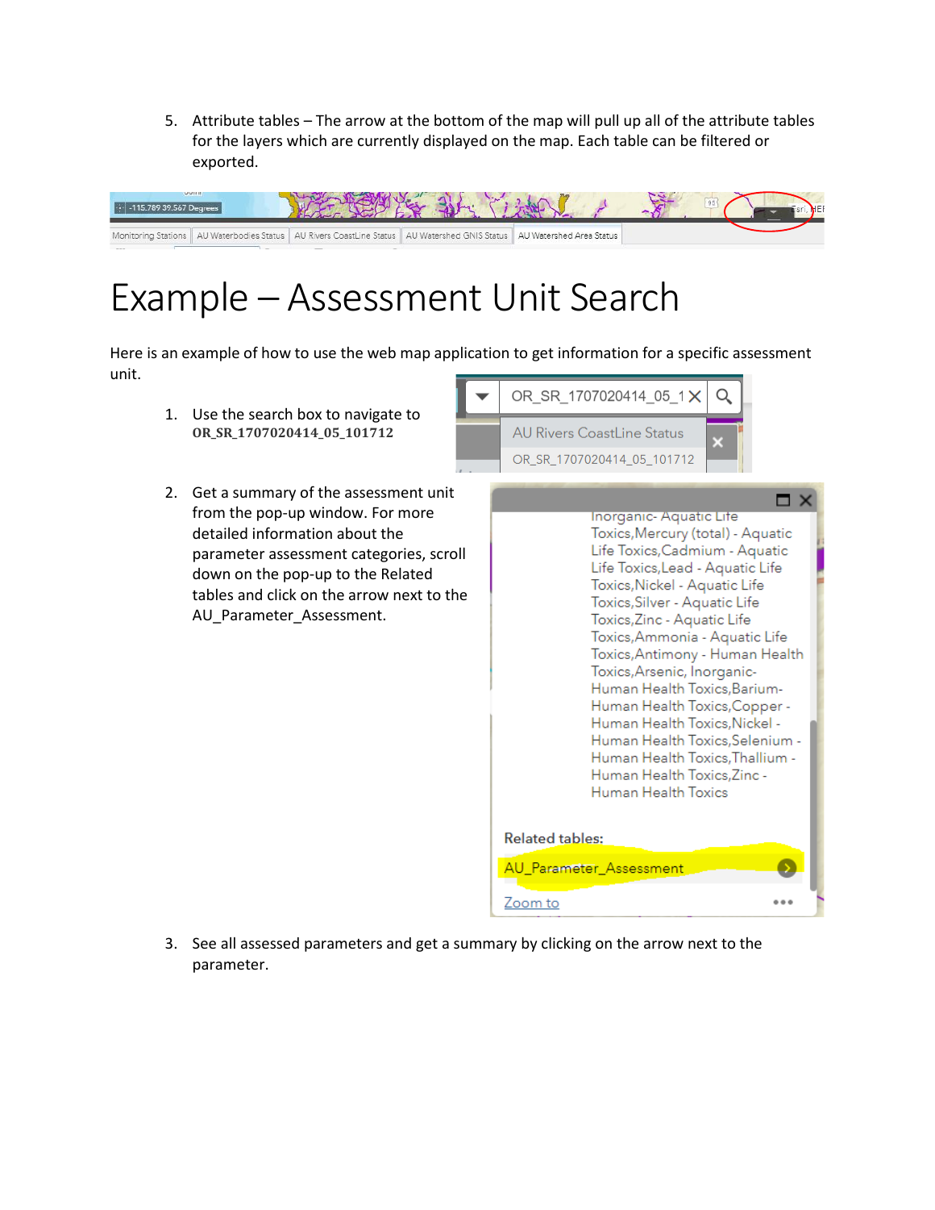5. Attribute tables – The arrow at the bottom of the map will pull up all of the attribute tables for the layers which are currently displayed on the map. Each table can be filtered or exported.

# Example – Assessment Unit Search

Here is an example of how to use the web map application to get information for a specific assessment unit.

1. Use the search box to navigate to **OR_SR_1707020414_05_101712**

2. Get a summary of the assessment unit from the pop-up window. For more detailed information about the parameter assessment categories, scroll down on the pop-up to the Related tables and click on the arrow next to the AU_Parameter_Assessment.

3. See all assessed parameters and get a summary by clicking on the arrow next to the parameter.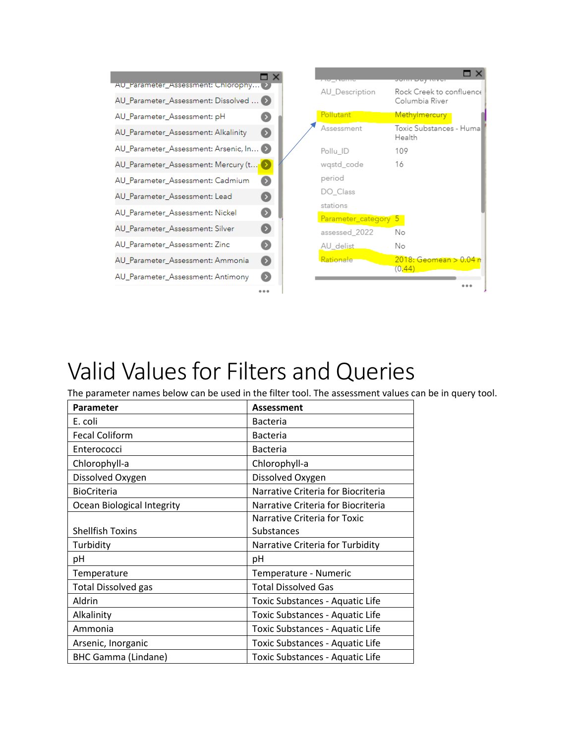# Valid Values for Filters and Queries

The parameter names below can be used in the filter tool. The assessment values can be in query tool.

| Parameter | Assessment |
|---|---|
| E. coli | Bacteria |
| Fecal Coliform | Bacteria |
| Enterococci | Bacteria |
| Chlorophyll-a | Chlorophyll-a |
| Dissolved Oxygen | Dissolved Oxygen |
| BioCriteria | Narrative Criteria for Biocriteria |
| Ocean Biological Integrity | Narrative Criteria for Biocriteria |
| Shellfish Toxins | Narrative Criteria for Toxic Substances |
| Turbidity | Narrative Criteria for Turbidity |
| pH | pH |
| Temperature | Temperature - Numeric |
| Total Dissolved gas | Total Dissolved Gas |
| Aldrin | Toxic Substances - Aquatic Life |
| Alkalinity | Toxic Substances - Aquatic Life |
| Ammonia | Toxic Substances - Aquatic Life |
| Arsenic, Inorganic | Toxic Substances - Aquatic Life |
| BHC Gamma (Lindane) | Toxic Substances - Aquatic Life |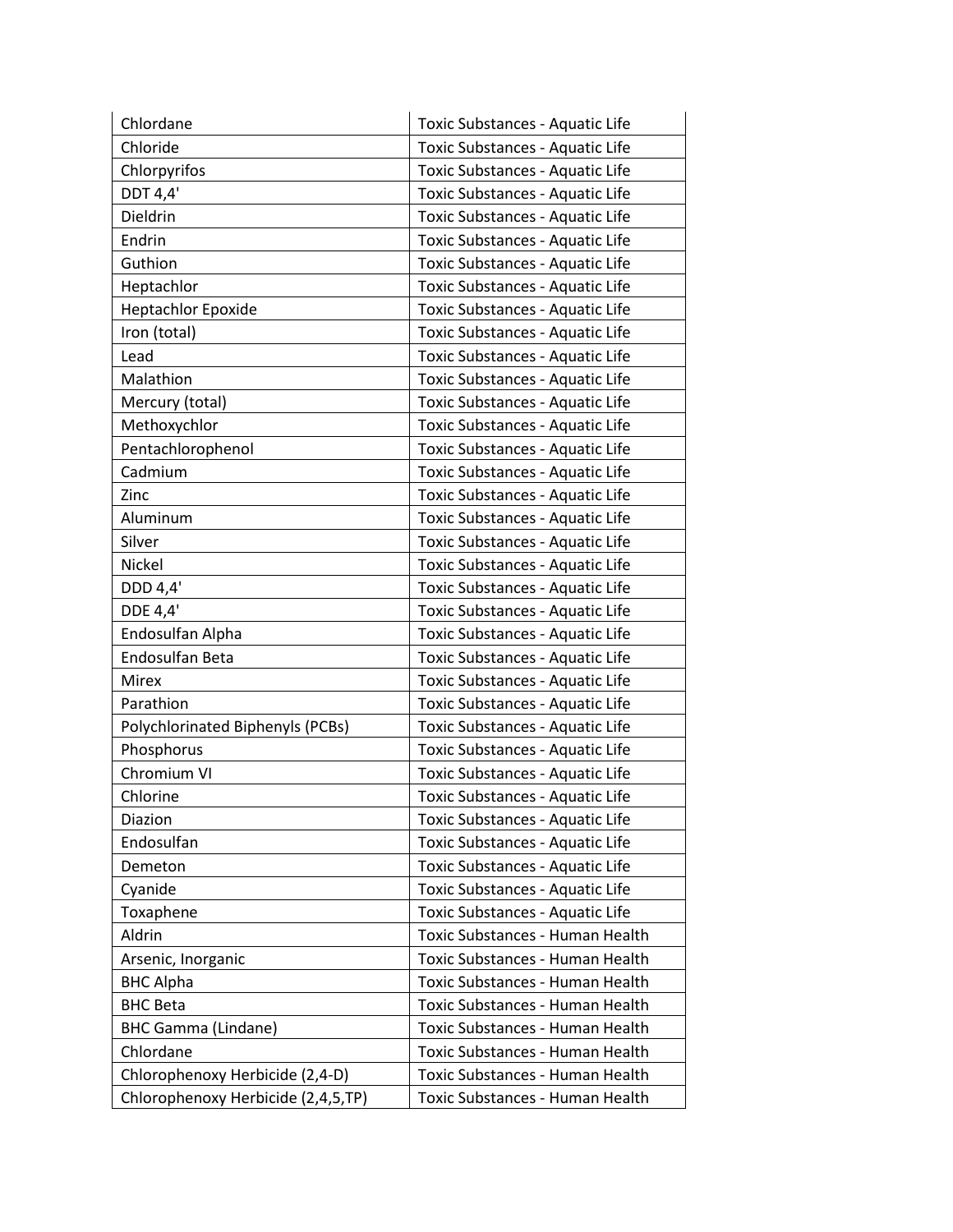| | |
|---|---|
| Chlordane | Toxic Substances - Aquatic Life |
| Chloride | Toxic Substances - Aquatic Life |
| Chlorpyrifos | Toxic Substances - Aquatic Life |
| DDT 4,4' | Toxic Substances - Aquatic Life |
| Dieldrin | Toxic Substances - Aquatic Life |
| Endrin | Toxic Substances - Aquatic Life |
| Guthion | Toxic Substances - Aquatic Life |
| Heptachlor | Toxic Substances - Aquatic Life |
| Heptachlor Epoxide | Toxic Substances - Aquatic Life |
| Iron (total) | Toxic Substances - Aquatic Life |
| Lead | Toxic Substances - Aquatic Life |
| Malathion | Toxic Substances - Aquatic Life |
| Mercury (total) | Toxic Substances - Aquatic Life |
| Methoxychlor | Toxic Substances - Aquatic Life |
| Pentachlorophenol | Toxic Substances - Aquatic Life |
| Cadmium | Toxic Substances - Aquatic Life |
| Zinc | Toxic Substances - Aquatic Life |
| Aluminum | Toxic Substances - Aquatic Life |
| Silver | Toxic Substances - Aquatic Life |
| Nickel | Toxic Substances - Aquatic Life |
| DDD 4,4' | Toxic Substances - Aquatic Life |
| DDE 4,4' | Toxic Substances - Aquatic Life |
| Endosulfan Alpha | Toxic Substances - Aquatic Life |
| Endosulfan Beta | Toxic Substances - Aquatic Life |
| Mirex | Toxic Substances - Aquatic Life |
| Parathion | Toxic Substances - Aquatic Life |
| Polychlorinated Biphenyls (PCBs) | Toxic Substances - Aquatic Life |
| Phosphorus | Toxic Substances - Aquatic Life |
| Chromium VI | Toxic Substances - Aquatic Life |
| Chlorine | Toxic Substances - Aquatic Life |
| Diazion | Toxic Substances - Aquatic Life |
| Endosulfan | Toxic Substances - Aquatic Life |
| Demeton | Toxic Substances - Aquatic Life |
| Cyanide | Toxic Substances - Aquatic Life |
| Toxaphene | Toxic Substances - Aquatic Life |
| Aldrin | Toxic Substances - Human Health |
| Arsenic, Inorganic | Toxic Substances - Human Health |
| BHC Alpha | Toxic Substances - Human Health |
| BHC Beta | Toxic Substances - Human Health |
| BHC Gamma (Lindane) | Toxic Substances - Human Health |
| Chlordane | Toxic Substances - Human Health |
| Chlorophenoxy Herbicide (2,4-D) | Toxic Substances - Human Health |
| Chlorophenoxy Herbicide (2,4,5,TP) | Toxic Substances - Human Health |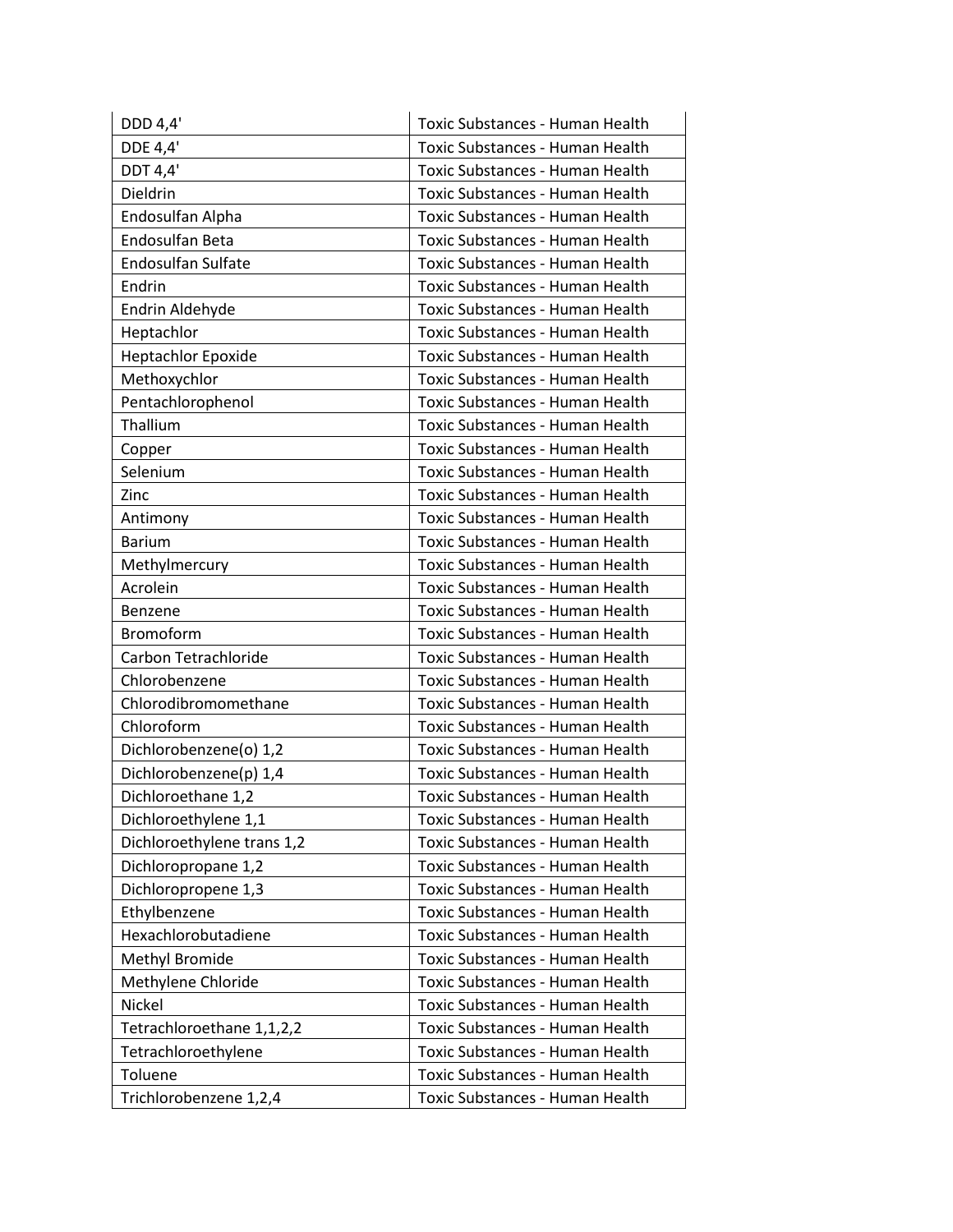| | |
|---|---|
| DDD 4,4' | Toxic Substances - Human Health |
| DDE 4,4' | Toxic Substances - Human Health |
| DDT 4,4' | Toxic Substances - Human Health |
| Dieldrin | Toxic Substances - Human Health |
| Endosulfan Alpha | Toxic Substances - Human Health |
| Endosulfan Beta | Toxic Substances - Human Health |
| Endosulfan Sulfate | Toxic Substances - Human Health |
| Endrin | Toxic Substances - Human Health |
| Endrin Aldehyde | Toxic Substances - Human Health |
| Heptachlor | Toxic Substances - Human Health |
| Heptachlor Epoxide | Toxic Substances - Human Health |
| Methoxychlor | Toxic Substances - Human Health |
| Pentachlorophenol | Toxic Substances - Human Health |
| Thallium | Toxic Substances - Human Health |
| Copper | Toxic Substances - Human Health |
| Selenium | Toxic Substances - Human Health |
| Zinc | Toxic Substances - Human Health |
| Antimony | Toxic Substances - Human Health |
| Barium | Toxic Substances - Human Health |
| Methylmercury | Toxic Substances - Human Health |
| Acrolein | Toxic Substances - Human Health |
| Benzene | Toxic Substances - Human Health |
| Bromoform | Toxic Substances - Human Health |
| Carbon Tetrachloride | Toxic Substances - Human Health |
| Chlorobenzene | Toxic Substances - Human Health |
| Chlorodibromomethane | Toxic Substances - Human Health |
| Chloroform | Toxic Substances - Human Health |
| Dichlorobenzene(o) 1,2 | Toxic Substances - Human Health |
| Dichlorobenzene(p) 1,4 | Toxic Substances - Human Health |
| Dichloroethane 1,2 | Toxic Substances - Human Health |
| Dichloroethylene 1,1 | Toxic Substances - Human Health |
| Dichloroethylene trans 1,2 | Toxic Substances - Human Health |
| Dichloropropane 1,2 | Toxic Substances - Human Health |
| Dichloropropene 1,3 | Toxic Substances - Human Health |
| Ethylbenzene | Toxic Substances - Human Health |
| Hexachlorobutadiene | Toxic Substances - Human Health |
| Methyl Bromide | Toxic Substances - Human Health |
| Methylene Chloride | Toxic Substances - Human Health |
| Nickel | Toxic Substances - Human Health |
| Tetrachloroethane 1,1,2,2 | Toxic Substances - Human Health |
| Tetrachloroethylene | Toxic Substances - Human Health |
| Toluene | Toxic Substances - Human Health |
| Trichlorobenzene 1,2,4 | Toxic Substances - Human Health |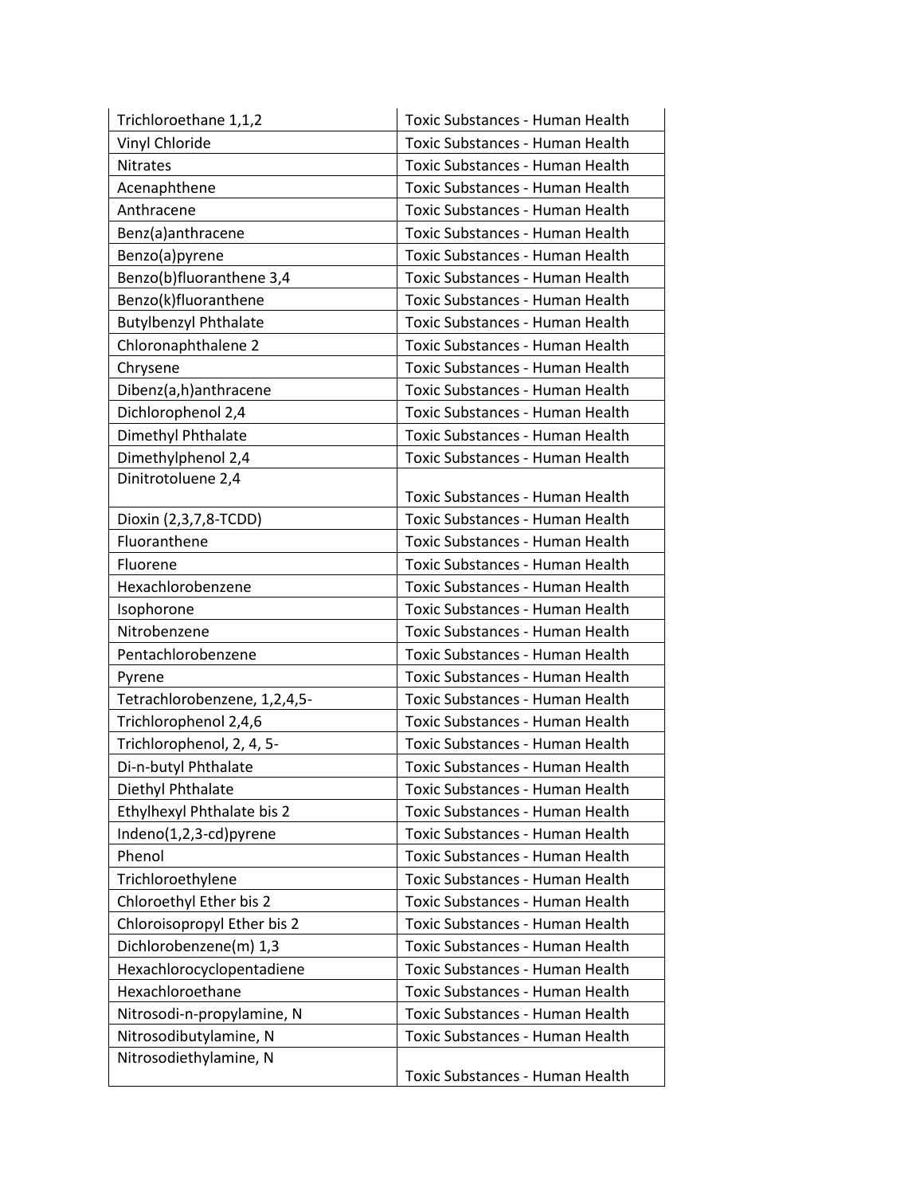| | |
|---|---|
| Trichloroethane 1,1,2 | Toxic Substances - Human Health |
| Vinyl Chloride | Toxic Substances - Human Health |
| Nitrates | Toxic Substances - Human Health |
| Acenaphthene | Toxic Substances - Human Health |
| Anthracene | Toxic Substances - Human Health |
| Benz(a)anthracene | Toxic Substances - Human Health |
| Benzo(a)pyrene | Toxic Substances - Human Health |
| Benzo(b)fluoranthene 3,4 | Toxic Substances - Human Health |
| Benzo(k)fluoranthene | Toxic Substances - Human Health |
| Butylbenzyl Phthalate | Toxic Substances - Human Health |
| Chloronaphthalene 2 | Toxic Substances - Human Health |
| Chrysene | Toxic Substances - Human Health |
| Dibenz(a,h)anthracene | Toxic Substances - Human Health |
| Dichlorophenol 2,4 | Toxic Substances - Human Health |
| Dimethyl Phthalate | Toxic Substances - Human Health |
| Dimethylphenol 2,4 | Toxic Substances - Human Health |
| Dinitrotoluene 2,4 | Toxic Substances - Human Health |
| Dioxin (2,3,7,8-TCDD) | Toxic Substances - Human Health |
| Fluoranthene | Toxic Substances - Human Health |
| Fluorene | Toxic Substances - Human Health |
| Hexachlorobenzene | Toxic Substances - Human Health |
| Isophorone | Toxic Substances - Human Health |
| Nitrobenzene | Toxic Substances - Human Health |
| Pentachlorobenzene | Toxic Substances - Human Health |
| Pyrene | Toxic Substances - Human Health |
| Tetrachlorobenzene, 1,2,4,5- | Toxic Substances - Human Health |
| Trichlorophenol 2,4,6 | Toxic Substances - Human Health |
| Trichlorophenol, 2, 4, 5- | Toxic Substances - Human Health |
| Di-n-butyl Phthalate | Toxic Substances - Human Health |
| Diethyl Phthalate | Toxic Substances - Human Health |
| Ethylhexyl Phthalate bis 2 | Toxic Substances - Human Health |
| Indeno(1,2,3-cd)pyrene | Toxic Substances - Human Health |
| Phenol | Toxic Substances - Human Health |
| Trichloroethylene | Toxic Substances - Human Health |
| Chloroethyl Ether bis 2 | Toxic Substances - Human Health |
| Chloroisopropyl Ether bis 2 | Toxic Substances - Human Health |
| Dichlorobenzene(m) 1,3 | Toxic Substances - Human Health |
| Hexachlorocyclopentadiene | Toxic Substances - Human Health |
| Hexachloroethane | Toxic Substances - Human Health |
| Nitrosodi-n-propylamine, N | Toxic Substances - Human Health |
| Nitrosodibutylamine, N | Toxic Substances - Human Health |
| Nitrosodiethylamine, N | Toxic Substances - Human Health |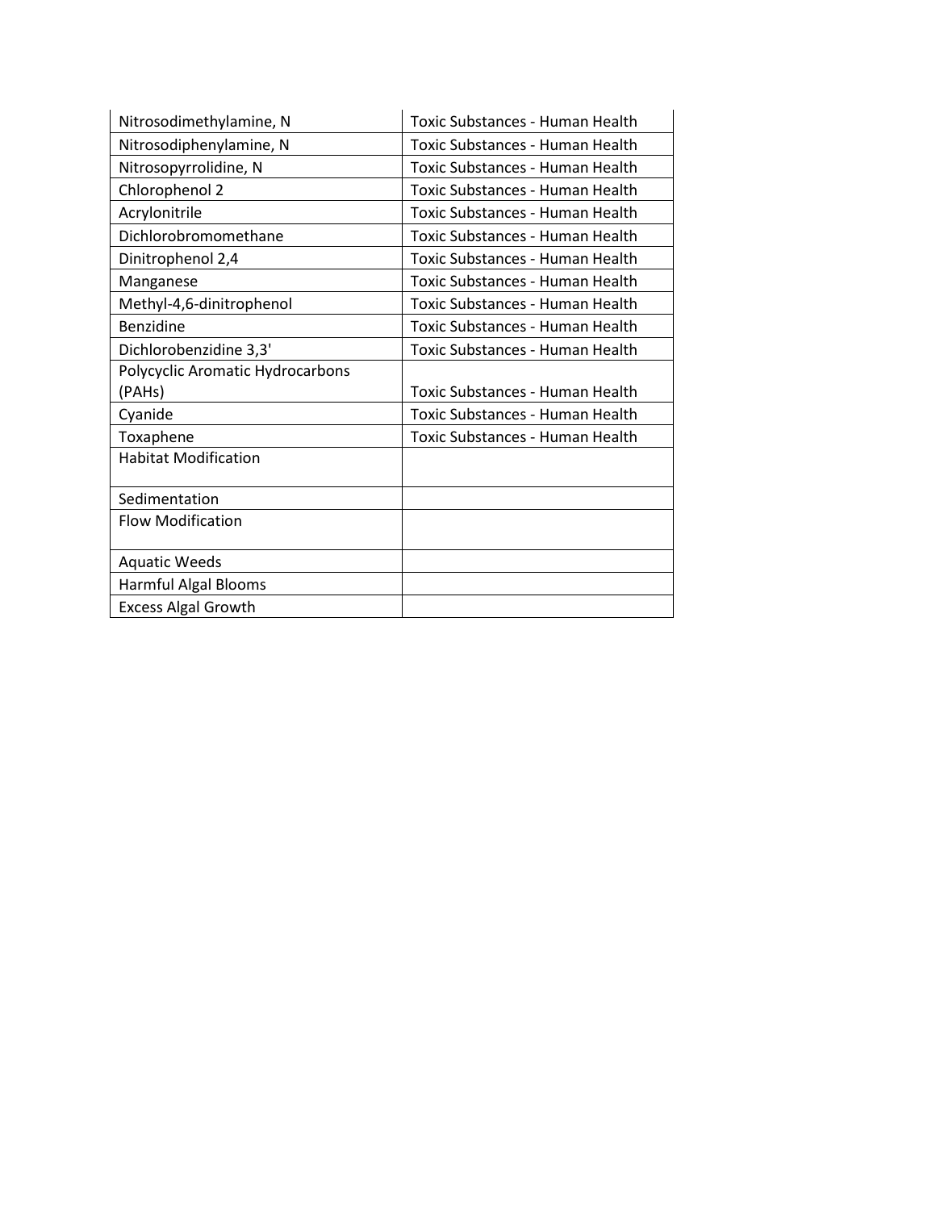| | |
|---|---|
| Nitrosodimethylamine, N | Toxic Substances - Human Health |
| Nitrosodiphenylamine, N | Toxic Substances - Human Health |
| Nitrosopyrrolidine, N | Toxic Substances - Human Health |
| Chlorophenol 2 | Toxic Substances - Human Health |
| Acrylonitrile | Toxic Substances - Human Health |
| Dichlorobromomethane | Toxic Substances - Human Health |
| Dinitrophenol 2,4 | Toxic Substances - Human Health |
| Manganese | Toxic Substances - Human Health |
| Methyl-4,6-dinitrophenol | Toxic Substances - Human Health |
| Benzidine | Toxic Substances - Human Health |
| Dichlorobenzidine 3,3' | Toxic Substances - Human Health |
| Polycyclic Aromatic Hydrocarbons (PAHs) | Toxic Substances - Human Health |
| Cyanide | Toxic Substances - Human Health |
| Toxaphene | Toxic Substances - Human Health |
| Habitat Modification | |
| Sedimentation | |
| Flow Modification | |
| Aquatic Weeds | |
| Harmful Algal Blooms | |
| Excess Algal Growth | |